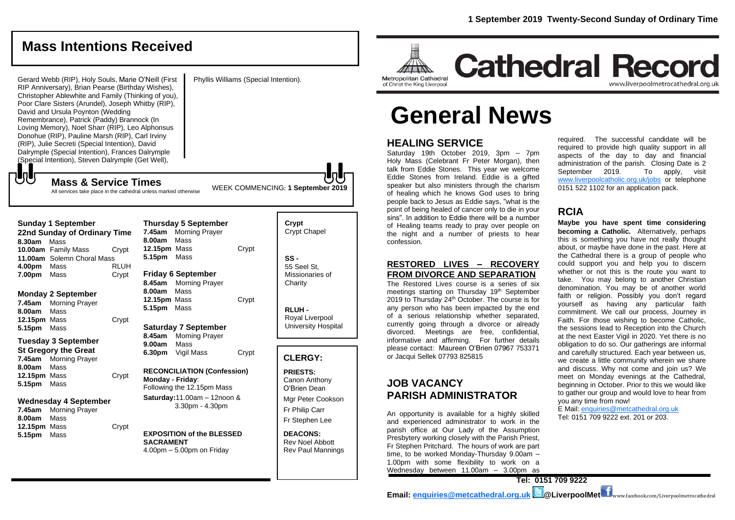# Mass Intentions Received

Gerard Webb (RIP), Holy Souls, Marie O'Neill (First RIP Anniversary), Brian Pearse (Birthday Wishes), Christopher Ablewhite and Family (Thinking of you), Poor Clare Sisters (Arundel), Joseph Whitby (RIP), David and Ursula Poynton (Wedding Remembrance), Patrick (Paddy) Brannock (In Loving Memory), Noel Sharr (RIP), Leo Alphonsus Donohue (RIP), Pauline Marsh (RIP), Carl Irviny (RIP), Julie Secreti (Special Intention), David Dalrymple (Special Intention), Frances Dalrymple (Special Intention), Steven Dalrymple (Get Well), Phyllis Williams (Special Intention).

## Mass & Service Times

All services take place in the cathedral unless marked otherwise

WEEK COMMENCING: **1 September 2019**

**Sunday 1 September**
**22nd Sunday of Ordinary Time**

| | | |
|---|---|---|
| **8.30am** | Mass | |
| **10.00am** | Family Mass | Crypt |
| **11.00am** | Solemn Choral Mass | |
| **4.00pm** | Mass | RLUH |
| **7.00pm** | Mass | Crypt |

**Monday 2 September**

| | | |
|---|---|---|
| **7.45am** | Morning Prayer | |
| **8.00am** | Mass | |
| **12.15pm** | Mass | Crypt |
| **5.15pm** | Mass | |

**Tuesday 3 September**
**St Gregory the Great**

| | | |
|---|---|---|
| **7.45am** | Morning Prayer | |
| **8.00am** | Mass | |
| **12.15pm** | Mass | Crypt |
| **5.15pm** | Mass | |

**Wednesday 4 September**

| | | |
|---|---|---|
| **7.45am** | Morning Prayer | |
| **8.00am** | Mass | |
| **12.15pm** | Mass | Crypt |
| **5.15pm** | Mass | |

**Thursday 5 September**

| | | |
|---|---|---|
| **7.45am** | Morning Prayer | |
| **8.00am** | Mass | |
| **12.15pm** | Mass | Crypt |
| **5.15pm** | Mass | |

**Friday 6 September**

| | | |
|---|---|---|
| **8.45am** | Morning Prayer | |
| **8.00am** | Mass | |
| **12.15pm** | Mass | Crypt |
| **5.15pm** | Mass | |

**Saturday 7 September**

| | | |
|---|---|---|
| **8.45am** | Morning Prayer | |
| **9.00am** | Mass | |
| **6.30pm** | Vigil Mass | Crypt |

**RECONCILIATION (Confession)**
**Monday - Friday**: Following the 12.15pm Mass
**Saturday:** 11.00am – 12noon & 3.30pm - 4.30pm

**EXPOSITION of the BLESSED SACRAMENT**
4.00pm – 5.00pm on Friday

**Crypt**
Crypt Chapel

**SS -**
55 Seel St, Missionaries of Charity

**RLUH -**
Royal Liverpool University Hospital

## CLERGY:

**PRIESTS:**
Canon Anthony O'Brien Dean
Mgr Peter Cookson
Fr Philip Carr
Fr Stephen Lee

**DEACONS:**
Rev Noel Abbott
Rev Paul Mannings

**1 September 2019 Twenty-Second Sunday of Ordinary Time**

Metropolitan Cathedral of Christ the King Liverpool

# Cathedral Record

www.liverpoolmetrocathedral.org.uk

# General News

## HEALING SERVICE

Saturday 19th October 2019, 3pm – 7pm Holy Mass (Celebrant Frt Peter Morgan), then talk from Eddie Stones. This year we welcome Eddie Stones from Ireland. Eddie is a gifted speaker but also ministers through the charism of healing which he knows God uses to bring people back to Jesus as Eddie says, "what is the point of being healed of cancer only to die in your sins". In addition to Eddie there will be a number of Healing teams ready to pray over people on the night and a number of priests to hear confession.

## RESTORED LIVES – RECOVERY FROM DIVORCE AND SEPARATION

The Restored Lives course is a series of six meetings starting on Thursday 19th September 2019 to Thursday 24th October. The course is for any person who has been impacted by the end of a serious relationship whether separated, currently going through a divorce or already divorced. Meetings are free, confidential, informative and affirming. For further details please contact: Maureen O'Brien 07967 753371 or Jacqui Sellek 07793 825815

## JOB VACANCY PARISH ADMINISTRATOR

An opportunity is available for a highly skilled and experienced administrator to work in the parish office at Our Lady of the Assumption Presbytery working closely with the Parish Priest, Fr Stephen Pritchard. The hours of work are part time, to be worked Monday-Thursday 9.00am – 1.00pm with some flexibility to work on a Wednesday between 11.00am – 3.00pm as required. The successful candidate will be required to provide high quality support in all aspects of the day to day and financial administration of the parish. Closing Date is 2 September 2019. To apply, visit www.liverpoolcatholic.org.uk/jobs or telephone 0151 522 1102 for an application pack.

## RCIA

**Maybe you have spent time considering becoming a Catholic.** Alternatively, perhaps this is something you have not really thought about, or maybe have done in the past. Here at the Cathedral there is a group of people who could support you and help you to discern whether or not this is the route you want to take. You may belong to another Christian denomination. You may be of another world faith or religion. Possibly you don't regard yourself as having any particular faith commitment. We call our process, Journey in Faith. For those wishing to become Catholic, the sessions lead to Reception into the Church at the next Easter Vigil in 2020. Yet there is no obligation to do so. Our gatherings are informal and carefully structured. Each year between us, we create a little community wherein we share and discuss. Why not come and join us? We meet on Monday evenings at the Cathedral, beginning in October. Prior to this we would like to gather our group and would love to hear from you any time from now!

E Mail: enquiries@metcathedral.org.uk
Tel: 0151 709 9222 ext. 201 or 203.

**Tel: 0151 709 9222**

**Email: enquiries@metcathedral.org.uk @LiverpoolMet** www.facebook.com/Liverpoolmetrocathedral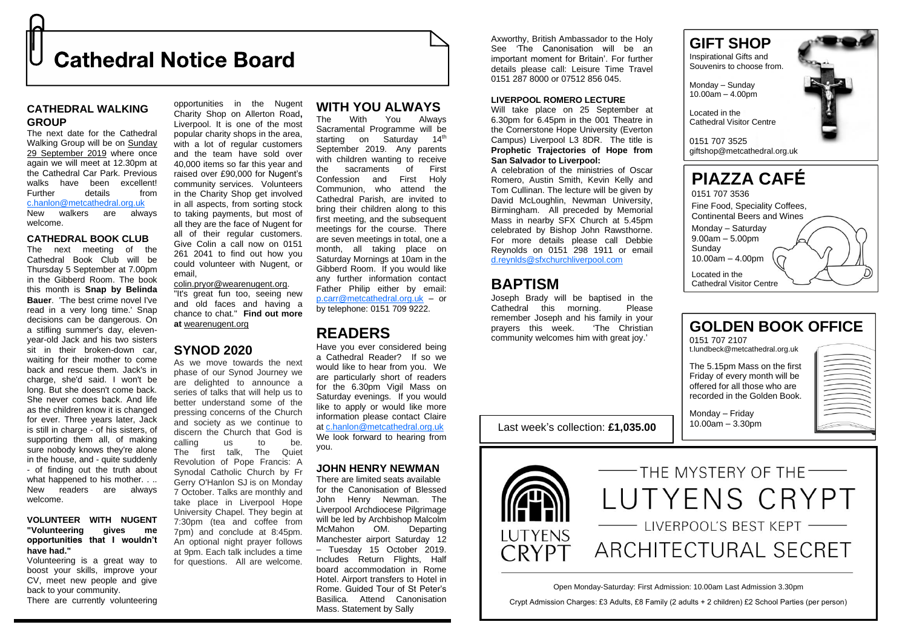# Cathedral Notice Board

## CATHEDRAL WALKING GROUP

The next date for the Cathedral Walking Group will be on Sunday 29 September 2019 where once again we will meet at 12.30pm at the Cathedral Car Park. Previous walks have been excellent! Further details from c.hanlon@metcathedral.org.uk New walkers are always welcome.

### CATHEDRAL BOOK CLUB

The next meeting of the Cathedral Book Club will be Thursday 5 September at 7.00pm in the Gibberd Room. The book this month is **Snap by Belinda Bauer**. 'The best crime novel I've read in a very long time.' Snap decisions can be dangerous. On a stifling summer's day, eleven-year-old Jack and his two sisters sit in their broken-down car, waiting for their mother to come back and rescue them. Jack's in charge, she'd said. I won't be long. But she doesn't come back. She never comes back. And life as the children know it is changed for ever. Three years later, Jack is still in charge - of his sisters, of supporting them all, of making sure nobody knows they're alone in the house, and - quite suddenly - of finding out the truth about what happened to his mother. . .. New readers are always welcome.

### VOLUNTEER WITH NUGENT "Volunteering gives me opportunities that I wouldn't have had."

Volunteering is a great way to boost your skills, improve your CV, meet new people and give back to your community.

There are currently volunteering opportunities in the Nugent Charity Shop on Allerton Road**,** Liverpool. It is one of the most popular charity shops in the area, with a lot of regular customers and the team have sold over 40,000 items so far this year and raised over £90,000 for Nugent's community services. Volunteers in the Charity Shop get involved in all aspects, from sorting stock to taking payments, but most of all they are the face of Nugent for all of their regular customers. Give Colin a call now on 0151 261 2041 to find out how you could volunteer with Nugent, or email, colin.pryor@wearenugent.org. "It's great fun too, seeing new and old faces and having a chance to chat." **Find out more at** wearenugent.org

## SYNOD 2020

As we move towards the next phase of our Synod Journey we are delighted to announce a series of talks that will help us to better understand some of the pressing concerns of the Church and society as we continue to discern the Church that God is calling us to be. The first talk, The Quiet Revolution of Pope Francis: A Synodal Catholic Church by Fr Gerry O'Hanlon SJ is on Monday 7 October. Talks are monthly and take place in Liverpool Hope University Chapel. They begin at 7:30pm (tea and coffee from 7pm) and conclude at 8:45pm. An optional night prayer follows at 9pm. Each talk includes a time for questions. All are welcome.

## WITH YOU ALWAYS

The With You Always Sacramental Programme will be starting on Saturday 14th September 2019. Any parents with children wanting to receive the sacraments of First Confession and First Holy Communion, who attend the Cathedral Parish, are invited to bring their children along to this first meeting, and the subsequent meetings for the course. There are seven meetings in total, one a month, all taking place on Saturday Mornings at 10am in the Gibberd Room. If you would like any further information contact Father Philip either by email: p.carr@metcathedral.org.uk – or by telephone: 0151 709 9222.

## READERS

Have you ever considered being a Cathedral Reader? If so we would like to hear from you. We are particularly short of readers for the 6.30pm Vigil Mass on Saturday evenings. If you would like to apply or would like more information please contact Claire at c.hanlon@metcathedral.org.uk We look forward to hearing from you.

### JOHN HENRY NEWMAN

There are limited seats available for the Canonisation of Blessed John Henry Newman. The Liverpool Archdiocese Pilgrimage will be led by Archbishop Malcolm McMahon OM. Departing Manchester airport Saturday 12 – Tuesday 15 October 2019. Includes Return Flights, Half board accommodation in Rome Hotel. Airport transfers to Hotel in Rome. Guided Tour of St Peter's Basilica. Attend Canonisation Mass. Statement by Sally Axworthy, British Ambassador to the Holy See 'The Canonisation will be an important moment for Britain'. For further details please call: Leisure Time Travel 0151 287 8000 or 07512 856 045.

### LIVERPOOL ROMERO LECTURE

Will take place on 25 September at 6.30pm for 6.45pm in the 001 Theatre in the Cornerstone Hope University (Everton Campus) Liverpool L3 8DR. The title is **Prophetic Trajectories of Hope from San Salvador to Liverpool:**

A celebration of the ministries of Oscar Romero, Austin Smith, Kevin Kelly and Tom Cullinan. The lecture will be given by David McLoughlin, Newman University, Birmingham. All preceded by Memorial Mass in nearby SFX Church at 5.45pm celebrated by Bishop John Rawsthorne. For more details please call Debbie Reynolds on 0151 298 1911 or email d.reynlds@sfxchurchliverpool.com

## BAPTISM

Joseph Brady will be baptised in the Cathedral this morning. Please remember Joseph and his family in your prayers this week. 'The Christian community welcomes him with great joy.'

Last week's collection: **£1,035.00**

## GIFT SHOP

Inspirational Gifts and Souvenirs to choose from.

Monday – Sunday
10.00am – 4.00pm

Located in the Cathedral Visitor Centre

0151 707 3525
giftshop@metcathedral.org.uk

## PIAZZA CAFÉ

0151 707 3536

Fine Food, Speciality Coffees, Continental Beers and Wines

Monday – Saturday
9.00am – 5.00pm
Sunday
10.00am – 4.00pm

Located in the Cathedral Visitor Centre

## GOLDEN BOOK OFFICE

0151 707 2107
t.lundbeck@metcathedral.org.uk

The 5.15pm Mass on the first Friday of every month will be offered for all those who are recorded in the Golden Book.

Monday – Friday
10.00am – 3.30pm

LUTYENS CRYPT

THE MYSTERY OF THE LUTYENS CRYPT — LIVERPOOL'S BEST KEPT — ARCHITECTURAL SECRET

Open Monday-Saturday: First Admission: 10.00am Last Admission 3.30pm

Crypt Admission Charges: £3 Adults, £8 Family (2 adults + 2 children) £2 School Parties (per person)